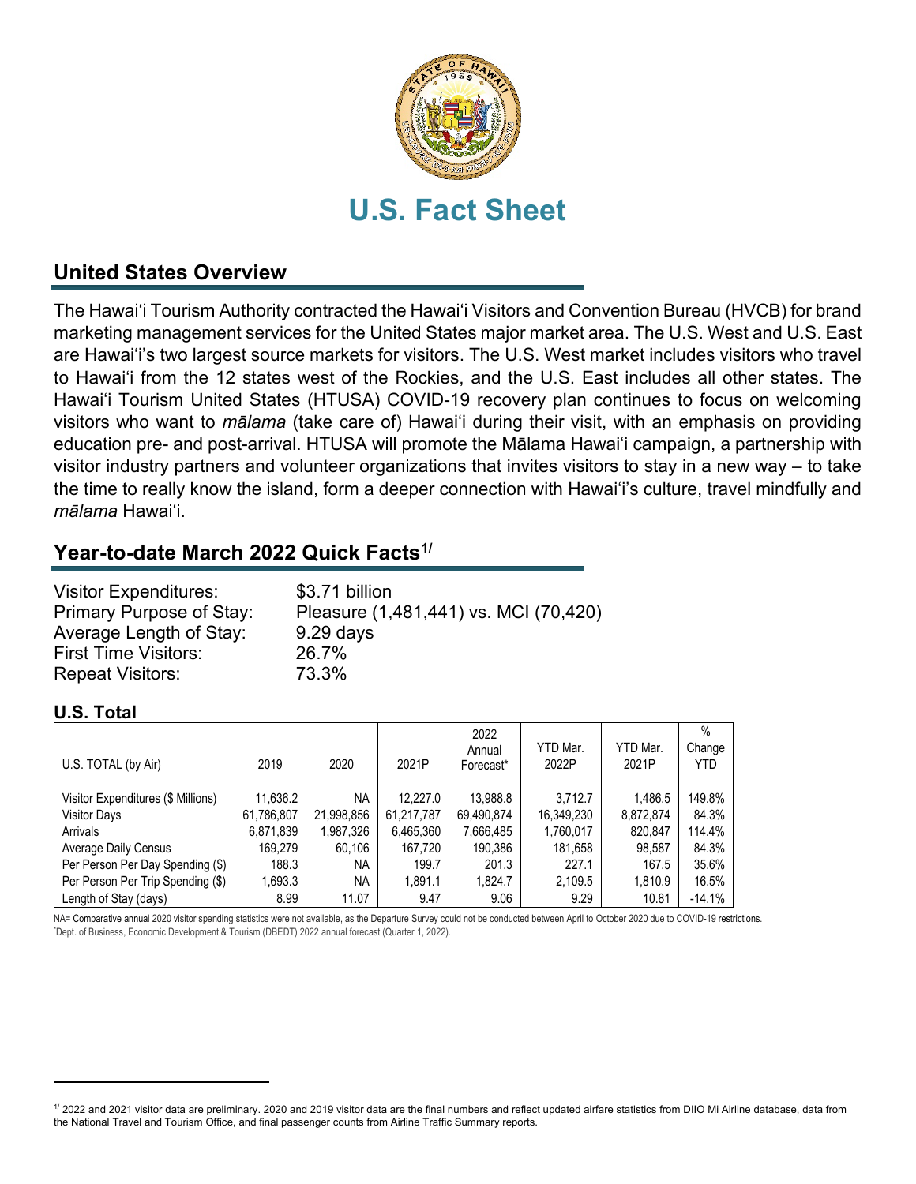# U.S. Fact Sheet

## United States Overview

The Hawaiʻi Tourism Authority contracted the Hawaiʻi Visitors and Convention Bureau (HVCB) for brand marketing management services for the United States major market area. The U.S. West and U.S. East are Hawaiʻi's two largest source markets for visitors. The U.S. West market includes visitors who travel to Hawaiʻi from the 12 states west of the Rockies, and the U.S. East includes all other states. The Hawaiʻi Tourism United States (HTUSA) COVID-19 recovery plan continues to focus on welcoming visitors who want to *mālama* (take care of) Hawaiʻi during their visit, with an emphasis on providing education pre- and post-arrival. HTUSA will promote the Mālama Hawaiʻi campaign, a partnership with visitor industry partners and volunteer organizations that invites visitors to stay in a new way – to take the time to really know the island, form a deeper connection with Hawaiʻi's culture, travel mindfully and *mālama* Hawaiʻi.

## Year-to-date March 2022 Quick Facts[1/]

| | |
|---|---|
| Visitor Expenditures: | $3.71 billion |
| Primary Purpose of Stay: | Pleasure (1,481,441) vs. MCI (70,420) |
| Average Length of Stay: | 9.29 days |
| First Time Visitors: | 26.7% |
| Repeat Visitors: | 73.3% |

### U.S. Total

| U.S. TOTAL (by Air) | 2019 | 2020 | 2021P | 2022 Annual Forecast* | YTD Mar. 2022P | YTD Mar. 2021P | % Change YTD |
|---|---|---|---|---|---|---|---|
| Visitor Expenditures ($ Millions) | 11,636.2 | NA | 12,227.0 | 13,988.8 | 3,712.7 | 1,486.5 | 149.8% |
| Visitor Days | 61,786,807 | 21,998,856 | 61,217,787 | 69,490,874 | 16,349,230 | 8,872,874 | 84.3% |
| Arrivals | 6,871,839 | 1,987,326 | 6,465,360 | 7,666,485 | 1,760,017 | 820,847 | 114.4% |
| Average Daily Census | 169,279 | 60,106 | 167,720 | 190,386 | 181,658 | 98,587 | 84.3% |
| Per Person Per Day Spending ($) | 188.3 | NA | 199.7 | 201.3 | 227.1 | 167.5 | 35.6% |
| Per Person Per Trip Spending ($) | 1,693.3 | NA | 1,891.1 | 1,824.7 | 2,109.5 | 1,810.9 | 16.5% |
| Length of Stay (days) | 8.99 | 11.07 | 9.47 | 9.06 | 9.29 | 10.81 | -14.1% |

NA= Comparative annual 2020 visitor spending statistics were not available, as the Departure Survey could not be conducted between April to October 2020 due to COVID-19 restrictions.
*Dept. of Business, Economic Development & Tourism (DBEDT) 2022 annual forecast (Quarter 1, 2022).

[1/] 2022 and 2021 visitor data are preliminary. 2020 and 2019 visitor data are the final numbers and reflect updated airfare statistics from DIIO Mi Airline database, data from the National Travel and Tourism Office, and final passenger counts from Airline Traffic Summary reports.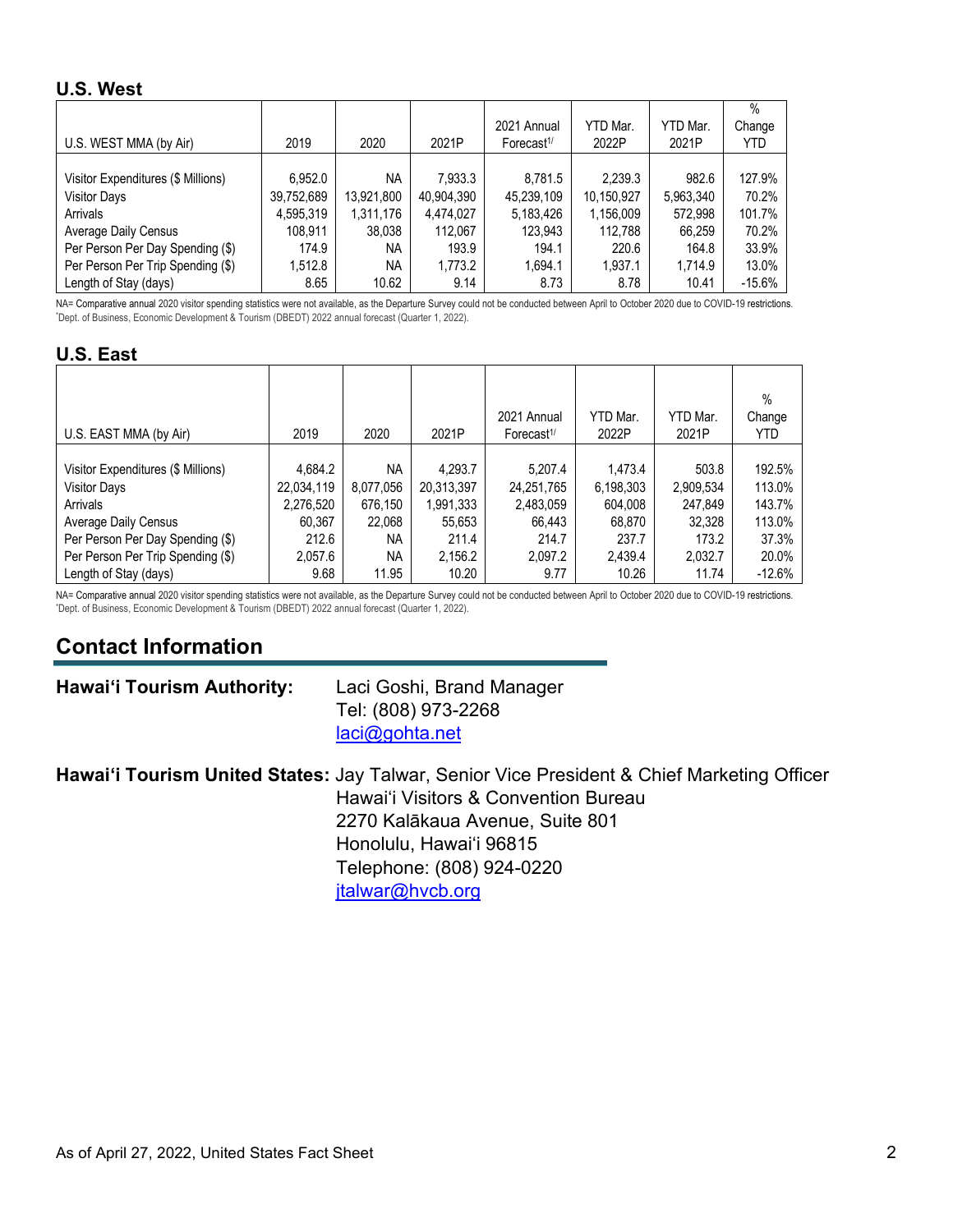## U.S. West

| U.S. WEST MMA (by Air) | 2019 | 2020 | 2021P | 2021 Annual Forecast[1/] | YTD Mar. 2022P | YTD Mar. 2021P | % Change YTD |
|---|---|---|---|---|---|---|---|
| Visitor Expenditures ($ Millions) | 6,952.0 | NA | 7,933.3 | 8,781.5 | 2,239.3 | 982.6 | 127.9% |
| Visitor Days | 39,752,689 | 13,921,800 | 40,904,390 | 45,239,109 | 10,150,927 | 5,963,340 | 70.2% |
| Arrivals | 4,595,319 | 1,311,176 | 4,474,027 | 5,183,426 | 1,156,009 | 572,998 | 101.7% |
| Average Daily Census | 108,911 | 38,038 | 112,067 | 123,943 | 112,788 | 66,259 | 70.2% |
| Per Person Per Day Spending ($) | 174.9 | NA | 193.9 | 194.1 | 220.6 | 164.8 | 33.9% |
| Per Person Per Trip Spending ($) | 1,512.8 | NA | 1,773.2 | 1,694.1 | 1,937.1 | 1,714.9 | 13.0% |
| Length of Stay (days) | 8.65 | 10.62 | 9.14 | 8.73 | 8.78 | 10.41 | -15.6% |

NA= Comparative annual 2020 visitor spending statistics were not available, as the Departure Survey could not be conducted between April to October 2020 due to COVID-19 restrictions.
[1/]Dept. of Business, Economic Development & Tourism (DBEDT) 2022 annual forecast (Quarter 1, 2022).

## U.S. East

| U.S. EAST MMA (by Air) | 2019 | 2020 | 2021P | 2021 Annual Forecast[1/] | YTD Mar. 2022P | YTD Mar. 2021P | % Change YTD |
|---|---|---|---|---|---|---|---|
| Visitor Expenditures ($ Millions) | 4,684.2 | NA | 4,293.7 | 5,207.4 | 1,473.4 | 503.8 | 192.5% |
| Visitor Days | 22,034,119 | 8,077,056 | 20,313,397 | 24,251,765 | 6,198,303 | 2,909,534 | 113.0% |
| Arrivals | 2,276,520 | 676,150 | 1,991,333 | 2,483,059 | 604,008 | 247,849 | 143.7% |
| Average Daily Census | 60,367 | 22,068 | 55,653 | 66,443 | 68,870 | 32,328 | 113.0% |
| Per Person Per Day Spending ($) | 212.6 | NA | 211.4 | 214.7 | 237.7 | 173.2 | 37.3% |
| Per Person Per Trip Spending ($) | 2,057.6 | NA | 2,156.2 | 2,097.2 | 2,439.4 | 2,032.7 | 20.0% |
| Length of Stay (days) | 9.68 | 11.95 | 10.20 | 9.77 | 10.26 | 11.74 | -12.6% |

NA= Comparative annual 2020 visitor spending statistics were not available, as the Departure Survey could not be conducted between April to October 2020 due to COVID-19 restrictions.
[1/]Dept. of Business, Economic Development & Tourism (DBEDT) 2022 annual forecast (Quarter 1, 2022).

## Contact Information

**Hawai‘i Tourism Authority:** Laci Goshi, Brand Manager
Tel: (808) 973-2268
laci@gohta.net

**Hawai‘i Tourism United States:** Jay Talwar, Senior Vice President & Chief Marketing Officer
Hawai‘i Visitors & Convention Bureau
2270 Kalākaua Avenue, Suite 801
Honolulu, Hawai‘i 96815
Telephone: (808) 924-0220
jtalwar@hvcb.org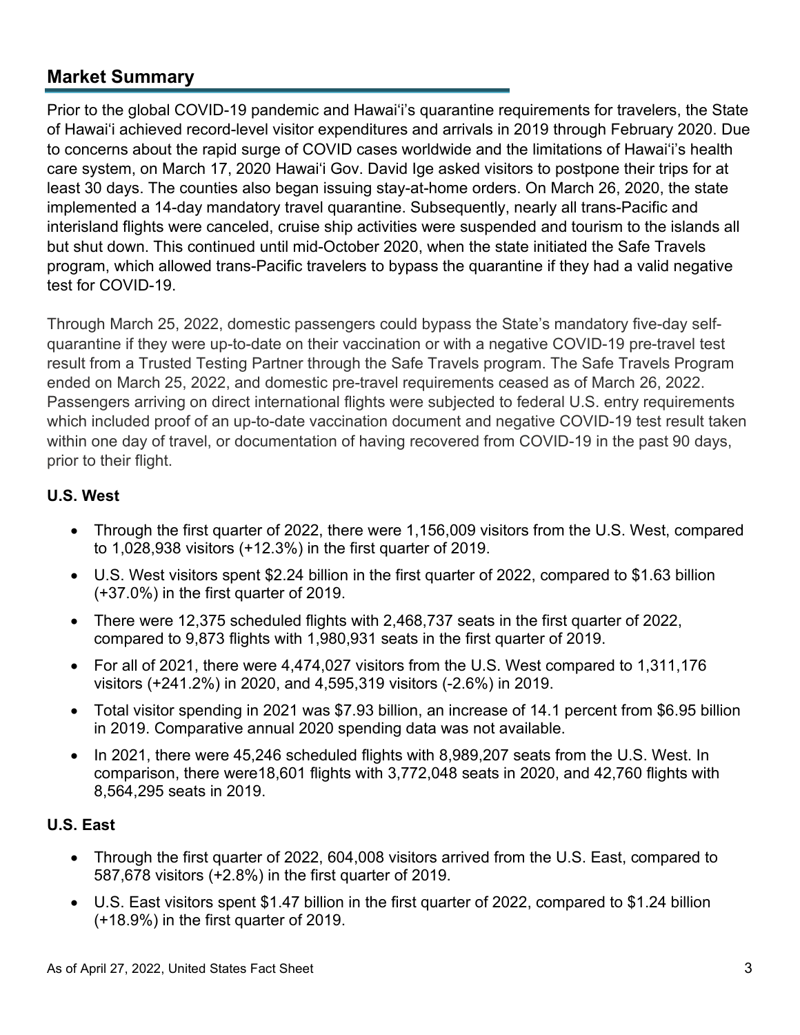## Market Summary

Prior to the global COVID-19 pandemic and Hawai'i's quarantine requirements for travelers, the State of Hawai'i achieved record-level visitor expenditures and arrivals in 2019 through February 2020. Due to concerns about the rapid surge of COVID cases worldwide and the limitations of Hawai'i's health care system, on March 17, 2020 Hawai'i Gov. David Ige asked visitors to postpone their trips for at least 30 days. The counties also began issuing stay-at-home orders. On March 26, 2020, the state implemented a 14-day mandatory travel quarantine. Subsequently, nearly all trans-Pacific and interisland flights were canceled, cruise ship activities were suspended and tourism to the islands all but shut down. This continued until mid-October 2020, when the state initiated the Safe Travels program, which allowed trans-Pacific travelers to bypass the quarantine if they had a valid negative test for COVID-19.

Through March 25, 2022, domestic passengers could bypass the State's mandatory five-day self-quarantine if they were up-to-date on their vaccination or with a negative COVID-19 pre-travel test result from a Trusted Testing Partner through the Safe Travels program. The Safe Travels Program ended on March 25, 2022, and domestic pre-travel requirements ceased as of March 26, 2022. Passengers arriving on direct international flights were subjected to federal U.S. entry requirements which included proof of an up-to-date vaccination document and negative COVID-19 test result taken within one day of travel, or documentation of having recovered from COVID-19 in the past 90 days, prior to their flight.

### U.S. West

- Through the first quarter of 2022, there were 1,156,009 visitors from the U.S. West, compared to 1,028,938 visitors (+12.3%) in the first quarter of 2019.
- U.S. West visitors spent $2.24 billion in the first quarter of 2022, compared to $1.63 billion (+37.0%) in the first quarter of 2019.
- There were 12,375 scheduled flights with 2,468,737 seats in the first quarter of 2022, compared to 9,873 flights with 1,980,931 seats in the first quarter of 2019.
- For all of 2021, there were 4,474,027 visitors from the U.S. West compared to 1,311,176 visitors (+241.2%) in 2020, and 4,595,319 visitors (-2.6%) in 2019.
- Total visitor spending in 2021 was $7.93 billion, an increase of 14.1 percent from $6.95 billion in 2019. Comparative annual 2020 spending data was not available.
- In 2021, there were 45,246 scheduled flights with 8,989,207 seats from the U.S. West. In comparison, there were18,601 flights with 3,772,048 seats in 2020, and 42,760 flights with 8,564,295 seats in 2019.

### U.S. East

- Through the first quarter of 2022, 604,008 visitors arrived from the U.S. East, compared to 587,678 visitors (+2.8%) in the first quarter of 2019.
- U.S. East visitors spent $1.47 billion in the first quarter of 2022, compared to $1.24 billion (+18.9%) in the first quarter of 2019.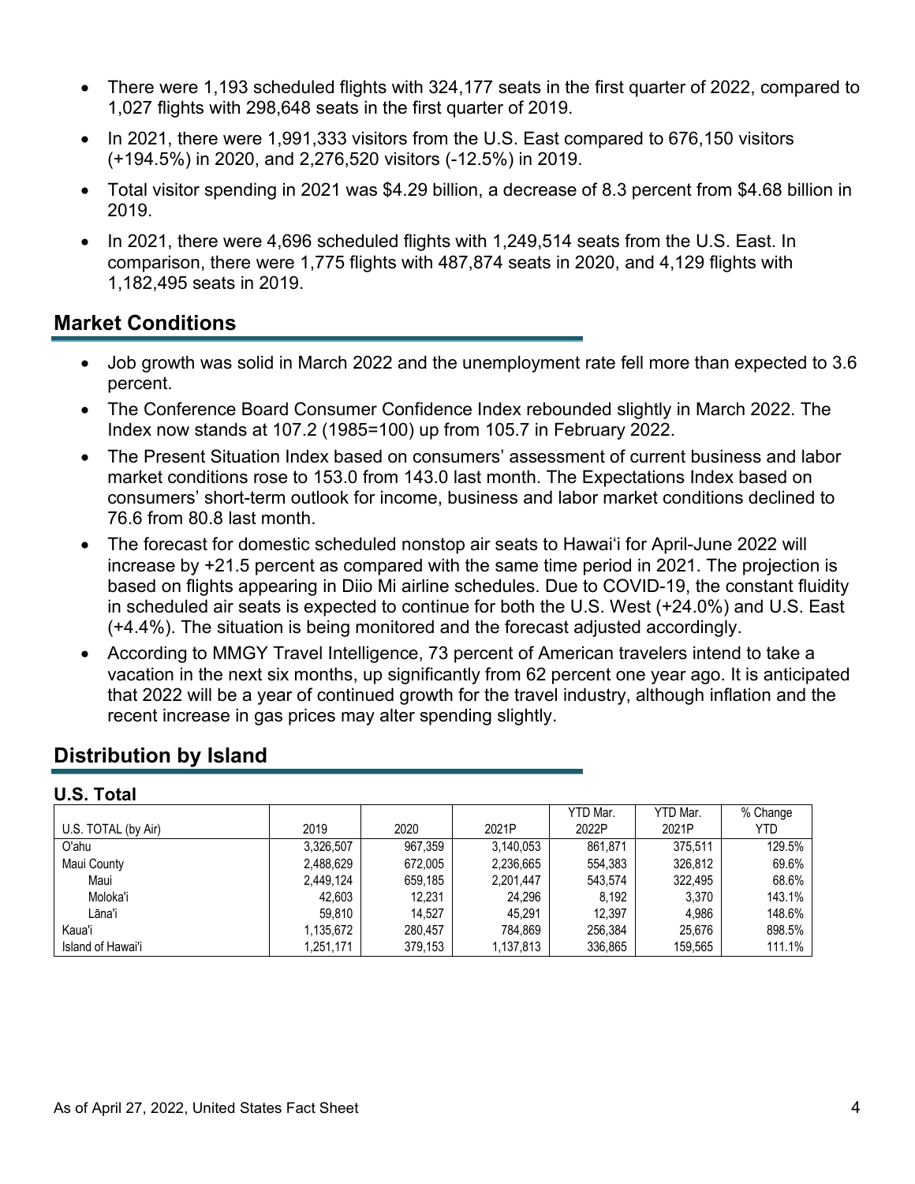- There were 1,193 scheduled flights with 324,177 seats in the first quarter of 2022, compared to 1,027 flights with 298,648 seats in the first quarter of 2019.
- In 2021, there were 1,991,333 visitors from the U.S. East compared to 676,150 visitors (+194.5%) in 2020, and 2,276,520 visitors (-12.5%) in 2019.
- Total visitor spending in 2021 was $4.29 billion, a decrease of 8.3 percent from $4.68 billion in 2019.
- In 2021, there were 4,696 scheduled flights with 1,249,514 seats from the U.S. East. In comparison, there were 1,775 flights with 487,874 seats in 2020, and 4,129 flights with 1,182,495 seats in 2019.

## Market Conditions

- Job growth was solid in March 2022 and the unemployment rate fell more than expected to 3.6 percent.
- The Conference Board Consumer Confidence Index rebounded slightly in March 2022. The Index now stands at 107.2 (1985=100) up from 105.7 in February 2022.
- The Present Situation Index based on consumers' assessment of current business and labor market conditions rose to 153.0 from 143.0 last month. The Expectations Index based on consumers' short-term outlook for income, business and labor market conditions declined to 76.6 from 80.8 last month.
- The forecast for domestic scheduled nonstop air seats to Hawai'i for April-June 2022 will increase by +21.5 percent as compared with the same time period in 2021. The projection is based on flights appearing in Diio Mi airline schedules. Due to COVID-19, the constant fluidity in scheduled air seats is expected to continue for both the U.S. West (+24.0%) and U.S. East (+4.4%). The situation is being monitored and the forecast adjusted accordingly.
- According to MMGY Travel Intelligence, 73 percent of American travelers intend to take a vacation in the next six months, up significantly from 62 percent one year ago. It is anticipated that 2022 will be a year of continued growth for the travel industry, although inflation and the recent increase in gas prices may alter spending slightly.

## Distribution by Island

### U.S. Total

| U.S. TOTAL (by Air) | 2019 | 2020 | 2021P | YTD Mar. 2022P | YTD Mar. 2021P | % Change YTD |
|---|---|---|---|---|---|---|
| O'ahu | 3,326,507 | 967,359 | 3,140,053 | 861,871 | 375,511 | 129.5% |
| Maui County | 2,488,629 | 672,005 | 2,236,665 | 554,383 | 326,812 | 69.6% |
| Maui | 2,449,124 | 659,185 | 2,201,447 | 543,574 | 322,495 | 68.6% |
| Moloka'i | 42,603 | 12,231 | 24,296 | 8,192 | 3,370 | 143.1% |
| Lāna'i | 59,810 | 14,527 | 45,291 | 12,397 | 4,986 | 148.6% |
| Kaua'i | 1,135,672 | 280,457 | 784,869 | 256,384 | 25,676 | 898.5% |
| Island of Hawai'i | 1,251,171 | 379,153 | 1,137,813 | 336,865 | 159,565 | 111.1% |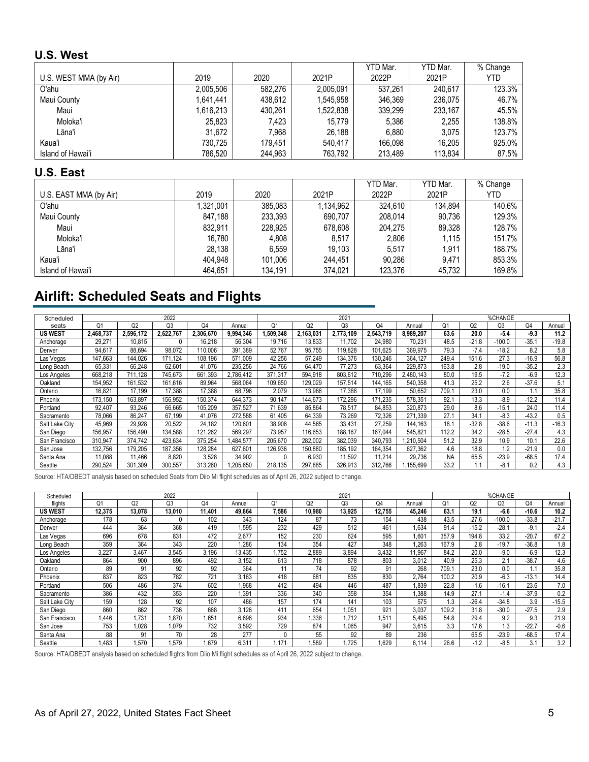## U.S. West

| U.S. WEST MMA (by Air) | 2019 | 2020 | 2021P | YTD Mar. 2022P | YTD Mar. 2021P | % Change YTD |
|---|---|---|---|---|---|---|
| O'ahu | 2,005,506 | 582,276 | 2,005,091 | 537,261 | 240,617 | 123.3% |
| Maui County | 1,641,441 | 438,612 | 1,545,958 | 346,369 | 236,075 | 46.7% |
| Maui | 1,616,213 | 430,261 | 1,522,838 | 339,299 | 233,167 | 45.5% |
| Moloka'i | 25,823 | 7,423 | 15,779 | 5,386 | 2,255 | 138.8% |
| Lāna'i | 31,672 | 7,968 | 26,188 | 6,880 | 3,075 | 123.7% |
| Kaua'i | 730,725 | 179,451 | 540,417 | 166,098 | 16,205 | 925.0% |
| Island of Hawai'i | 786,520 | 244,963 | 763,792 | 213,489 | 113,834 | 87.5% |

## U.S. East

| U.S. EAST MMA (by Air) | 2019 | 2020 | 2021P | YTD Mar. 2022P | YTD Mar. 2021P | % Change YTD |
|---|---|---|---|---|---|---|
| O'ahu | 1,321,001 | 385,083 | 1,134,962 | 324,610 | 134,894 | 140.6% |
| Maui County | 847,188 | 233,393 | 690,707 | 208,014 | 90,736 | 129.3% |
| Maui | 832,911 | 228,925 | 678,608 | 204,275 | 89,328 | 128.7% |
| Moloka'i | 16,780 | 4,808 | 8,517 | 2,806 | 1,115 | 151.7% |
| Lāna'i | 28,138 | 6,559 | 19,103 | 5,517 | 1,911 | 188.7% |
| Kaua'i | 404,948 | 101,006 | 244,451 | 90,286 | 9,471 | 853.3% |
| Island of Hawai'i | 464,651 | 134,191 | 374,021 | 123,376 | 45,732 | 169.8% |

# Airlift: Scheduled Seats and Flights

| Scheduled | 2022 | | | | | 2021 | | | | | %CHANGE | | | | |
|---|---|---|---|---|---|---|---|---|---|---|---|---|---|---|---|
| seats | Q1 | Q2 | Q3 | Q4 | Annual | Q1 | Q2 | Q3 | Q4 | Annual | Q1 | Q2 | Q3 | Q4 | Annual |
| **US WEST** | **2,468,737** | **2,596,172** | **2,622,767** | **2,306,670** | **9,994,346** | **1,509,348** | **2,163,031** | **2,773,109** | **2,543,719** | **8,989,207** | **63.6** | **20.0** | **-5.4** | **-9.3** | **11.2** |
| Anchorage | 29,271 | 10,815 | 0 | 16,218 | 56,304 | 19,716 | 13,833 | 11,702 | 24,980 | 70,231 | 48.5 | -21.8 | -100.0 | -35.1 | -19.8 |
| Denver | 94,617 | 88,694 | 98,072 | 110,006 | 391,389 | 52,767 | 95,755 | 119,828 | 101,625 | 369,975 | 79.3 | -7.4 | -18.2 | 8.2 | 5.8 |
| Las Vegas | 147,663 | 144,026 | 171,124 | 108,196 | 571,009 | 42,256 | 57,249 | 134,376 | 130,246 | 364,127 | 249.4 | 151.6 | 27.3 | -16.9 | 56.8 |
| Long Beach | 65,331 | 66,248 | 62,601 | 41,076 | 235,256 | 24,766 | 64,470 | 77,273 | 63,364 | 229,873 | 163.8 | 2.8 | -19.0 | -35.2 | 2.3 |
| Los Angeles | 668,218 | 711,128 | 745,673 | 661,393 | 2,786,412 | 371,317 | 594,918 | 803,612 | 710,296 | 2,480,143 | 80.0 | 19.5 | -7.2 | -6.9 | 12.3 |
| Oakland | 154,952 | 161,532 | 161,616 | 89,964 | 568,064 | 109,650 | 129,029 | 157,514 | 144,165 | 540,358 | 41.3 | 25.2 | 2.6 | -37.6 | 5.1 |
| Ontario | 16,821 | 17,199 | 17,388 | 17,388 | 68,796 | 2,079 | 13,986 | 17,388 | 17,199 | 50,652 | 709.1 | 23.0 | 0.0 | 1.1 | 35.8 |
| Phoenix | 173,150 | 163,897 | 156,952 | 150,374 | 644,373 | 90,147 | 144,673 | 172,296 | 171,235 | 578,351 | 92.1 | 13.3 | -8.9 | -12.2 | 11.4 |
| Portland | 92,407 | 93,246 | 66,665 | 105,209 | 357,527 | 71,639 | 85,864 | 78,517 | 84,853 | 320,873 | 29.0 | 8.6 | -15.1 | 24.0 | 11.4 |
| Sacramento | 78,066 | 86,247 | 67,199 | 41,076 | 272,588 | 61,405 | 64,339 | 73,269 | 72,326 | 271,339 | 27.1 | 34.1 | -8.3 | -43.2 | 0.5 |
| Salt Lake City | 45,969 | 29,928 | 20,522 | 24,182 | 120,601 | 38,908 | 44,565 | 33,431 | 27,259 | 144,163 | 18.1 | -32.8 | -38.6 | -11.3 | -16.3 |
| San Diego | 156,957 | 156,490 | 134,588 | 121,262 | 569,297 | 73,957 | 116,653 | 188,167 | 167,044 | 545,821 | 112.2 | 34.2 | -28.5 | -27.4 | 4.3 |
| San Francisco | 310,947 | 374,742 | 423,634 | 375,254 | 1,484,577 | 205,670 | 282,002 | 382,039 | 340,793 | 1,210,504 | 51.2 | 32.9 | 10.9 | 10.1 | 22.6 |
| San Jose | 132,756 | 179,205 | 187,356 | 128,284 | 627,601 | 126,936 | 150,880 | 185,192 | 164,354 | 627,362 | 4.6 | 18.8 | 1.2 | -21.9 | 0.0 |
| Santa Ana | 11,088 | 11,466 | 8,820 | 3,528 | 34,902 | 0 | 6,930 | 11,592 | 11,214 | 29,736 | NA | 65.5 | -23.9 | -68.5 | 17.4 |
| Seattle | 290,524 | 301,309 | 300,557 | 313,260 | 1,205,650 | 218,135 | 297,885 | 326,913 | 312,766 | 1,155,699 | 33.2 | 1.1 | -8.1 | 0.2 | 4.3 |

Source: HTA/DBEDT analysis based on scheduled Seats from Diio Mi flight schedules as of April 26, 2022 subject to change.

| Scheduled | 2022 | | | | | 2021 | | | | | %CHANGE | | | | |
|---|---|---|---|---|---|---|---|---|---|---|---|---|---|---|---|
| flights | Q1 | Q2 | Q3 | Q4 | Annual | Q1 | Q2 | Q3 | Q4 | Annual | Q1 | Q2 | Q3 | Q4 | Annual |
| **US WEST** | **12,375** | **13,078** | **13,010** | **11,401** | **49,864** | **7,586** | **10,980** | **13,925** | **12,755** | **45,246** | **63.1** | **19.1** | **-6.6** | **-10.6** | **10.2** |
| Anchorage | 178 | 63 | 0 | 102 | 343 | 124 | 87 | 73 | 154 | 438 | 43.5 | -27.6 | -100.0 | -33.8 | -21.7 |
| Denver | 444 | 364 | 368 | 419 | 1,595 | 232 | 429 | 512 | 461 | 1,634 | 91.4 | -15.2 | -28.1 | -9.1 | -2.4 |
| Las Vegas | 696 | 678 | 831 | 472 | 2,677 | 152 | 230 | 624 | 595 | 1,601 | 357.9 | 194.8 | 33.2 | -20.7 | 67.2 |
| Long Beach | 359 | 364 | 343 | 220 | 1,286 | 134 | 354 | 427 | 348 | 1,263 | 167.9 | 2.8 | -19.7 | -36.8 | 1.8 |
| Los Angeles | 3,227 | 3,467 | 3,545 | 3,196 | 13,435 | 1,752 | 2,889 | 3,894 | 3,432 | 11,967 | 84.2 | 20.0 | -9.0 | -6.9 | 12.3 |
| Oakland | 864 | 900 | 896 | 492 | 3,152 | 613 | 718 | 878 | 803 | 3,012 | 40.9 | 25.3 | 2.1 | -38.7 | 4.6 |
| Ontario | 89 | 91 | 92 | 92 | 364 | 11 | 74 | 92 | 91 | 268 | 709.1 | 23.0 | 0.0 | 1.1 | 35.8 |
| Phoenix | 837 | 823 | 782 | 721 | 3,163 | 418 | 681 | 835 | 830 | 2,764 | 100.2 | 20.9 | -6.3 | -13.1 | 14.4 |
| Portland | 506 | 486 | 374 | 602 | 1,968 | 412 | 494 | 446 | 487 | 1,839 | 22.8 | -1.6 | -16.1 | 23.6 | 7.0 |
| Sacramento | 386 | 432 | 353 | 220 | 1,391 | 336 | 340 | 358 | 354 | 1,388 | 14.9 | 27.1 | -1.4 | -37.9 | 0.2 |
| Salt Lake City | 159 | 128 | 92 | 107 | 486 | 157 | 174 | 141 | 103 | 575 | 1.3 | -26.4 | -34.8 | 3.9 | -15.5 |
| San Diego | 860 | 862 | 736 | 668 | 3,126 | 411 | 654 | 1,051 | 921 | 3,037 | 109.2 | 31.8 | -30.0 | -27.5 | 2.9 |
| San Francisco | 1,446 | 1,731 | 1,870 | 1,651 | 6,698 | 934 | 1,338 | 1,712 | 1,511 | 5,495 | 54.8 | 29.4 | 9.2 | 9.3 | 21.9 |
| San Jose | 753 | 1,028 | 1,079 | 732 | 3,592 | 729 | 874 | 1,065 | 947 | 3,615 | 3.3 | 17.6 | 1.3 | -22.7 | -0.6 |
| Santa Ana | 88 | 91 | 70 | 28 | 277 | 0 | 55 | 92 | 89 | 236 | | 65.5 | -23.9 | -68.5 | 17.4 |
| Seattle | 1,483 | 1,570 | 1,579 | 1,679 | 6,311 | 1,171 | 1,589 | 1,725 | 1,629 | 6,114 | 26.6 | -1.2 | -8.5 | 3.1 | 3.2 |

Source: HTA/DBEDT analysis based on scheduled flights from Diio Mi flight schedules as of April 26, 2022 subject to change.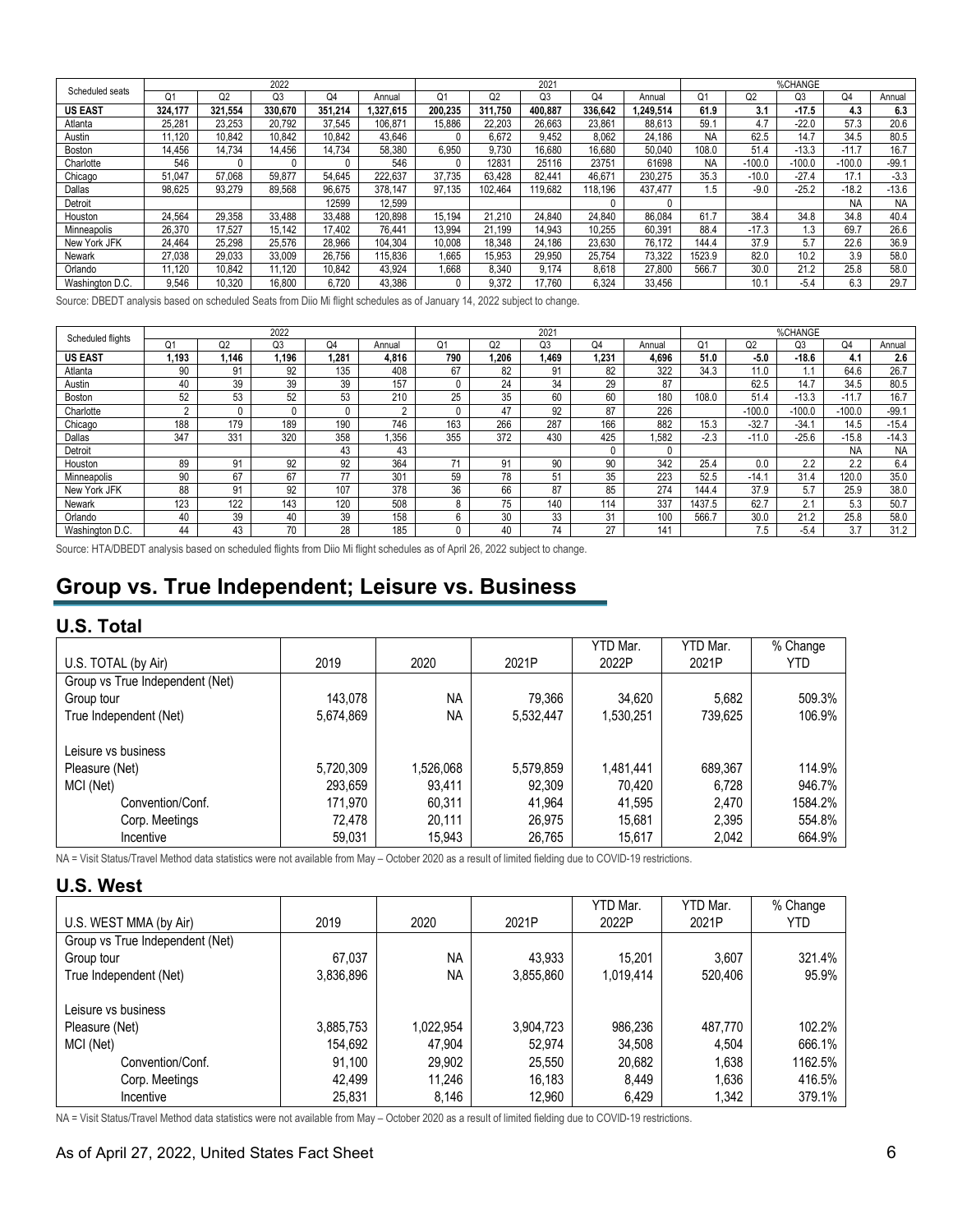| Scheduled seats | 2022 | | | | | 2021 | | | | | %CHANGE | | | | |
|---|---|---|---|---|---|---|---|---|---|---|---|---|---|---|---|
| | Q1 | Q2 | Q3 | Q4 | Annual | Q1 | Q2 | Q3 | Q4 | Annual | Q1 | Q2 | Q3 | Q4 | Annual |
| **US EAST** | **324,177** | **321,554** | **330,670** | **351,214** | **1,327,615** | **200,235** | **311,750** | **400,887** | **336,642** | **1,249,514** | **61.9** | **3.1** | **-17.5** | **4.3** | **6.3** |
| Atlanta | 25,281 | 23,253 | 20,792 | 37,545 | 106,871 | 15,886 | 22,203 | 26,663 | 23,861 | 88,613 | 59.1 | 4.7 | -22.0 | 57.3 | 20.6 |
| Austin | 11,120 | 10,842 | 10,842 | 10,842 | 43,646 | 0 | 6,672 | 9,452 | 8,062 | 24,186 | NA | 62.5 | 14.7 | 34.5 | 80.5 |
| Boston | 14,456 | 14,734 | 14,456 | 14,734 | 58,380 | 6,950 | 9,730 | 16,680 | 16,680 | 50,040 | 108.0 | 51.4 | -13.3 | -11.7 | 16.7 |
| Charlotte | 546 | 0 | 0 | 0 | 546 | 0 | 12831 | 25116 | 23751 | 61698 | NA | -100.0 | -100.0 | -100.0 | -99.1 |
| Chicago | 51,047 | 57,068 | 59,877 | 54,645 | 222,637 | 37,735 | 63,428 | 82,441 | 46,671 | 230,275 | 35.3 | -10.0 | -27.4 | 17.1 | -3.3 |
| Dallas | 98,625 | 93,279 | 89,568 | 96,675 | 378,147 | 97,135 | 102,464 | 119,682 | 118,196 | 437,477 | 1.5 | -9.0 | -25.2 | -18.2 | -13.6 |
| Detroit | | | | 12599 | 12,599 | | | | 0 | 0 | | | | NA | NA |
| Houston | 24,564 | 29,358 | 33,488 | 33,488 | 120,898 | 15,194 | 21,210 | 24,840 | 24,840 | 86,084 | 61.7 | 38.4 | 34.8 | 34.8 | 40.4 |
| Minneapolis | 26,370 | 17,527 | 15,142 | 17,402 | 76,441 | 13,994 | 21,199 | 14,943 | 10,255 | 60,391 | 88.4 | -17.3 | 1.3 | 69.7 | 26.6 |
| New York JFK | 24,464 | 25,298 | 25,576 | 28,966 | 104,304 | 10,008 | 18,348 | 24,186 | 23,630 | 76,172 | 144.4 | 37.9 | 5.7 | 22.6 | 36.9 |
| Newark | 27,038 | 29,033 | 33,009 | 26,756 | 115,836 | 1,665 | 15,953 | 29,950 | 25,754 | 73,322 | 1523.9 | 82.0 | 10.2 | 3.9 | 58.0 |
| Orlando | 11,120 | 10,842 | 11,120 | 10,842 | 43,924 | 1,668 | 8,340 | 9,174 | 8,618 | 27,800 | 566.7 | 30.0 | 21.2 | 25.8 | 58.0 |
| Washington D.C. | 9,546 | 10,320 | 16,800 | 6,720 | 43,386 | 0 | 9,372 | 17,760 | 6,324 | 33,456 | | 10.1 | -5.4 | 6.3 | 29.7 |

Source: DBEDT analysis based on scheduled Seats from Diio Mi flight schedules as of January 14, 2022 subject to change.

| Scheduled flights | 2022 | | | | | 2021 | | | | | %CHANGE | | | | |
|---|---|---|---|---|---|---|---|---|---|---|---|---|---|---|---|
| | Q1 | Q2 | Q3 | Q4 | Annual | Q1 | Q2 | Q3 | Q4 | Annual | Q1 | Q2 | Q3 | Q4 | Annual |
| **US EAST** | **1,193** | **1,146** | **1,196** | **1,281** | **4,816** | **790** | **1,206** | **1,469** | **1,231** | **4,696** | **51.0** | **-5.0** | **-18.6** | **4.1** | **2.6** |
| Atlanta | 90 | 91 | 92 | 135 | 408 | 67 | 82 | 91 | 82 | 322 | 34.3 | 11.0 | 1.1 | 64.6 | 26.7 |
| Austin | 40 | 39 | 39 | 39 | 157 | 0 | 24 | 34 | 29 | 87 | | 62.5 | 14.7 | 34.5 | 80.5 |
| Boston | 52 | 53 | 52 | 53 | 210 | 25 | 35 | 60 | 60 | 180 | 108.0 | 51.4 | -13.3 | -11.7 | 16.7 |
| Charlotte | 2 | 0 | 0 | 0 | 2 | 0 | 47 | 92 | 87 | 226 | | -100.0 | -100.0 | -100.0 | -99.1 |
| Chicago | 188 | 179 | 189 | 190 | 746 | 163 | 266 | 287 | 166 | 882 | 15.3 | -32.7 | -34.1 | 14.5 | -15.4 |
| Dallas | 347 | 331 | 320 | 358 | 1,356 | 355 | 372 | 430 | 425 | 1,582 | -2.3 | -11.0 | -25.6 | -15.8 | -14.3 |
| Detroit | | | | 43 | 43 | | | | 0 | 0 | | | | NA | NA |
| Houston | 89 | 91 | 92 | 92 | 364 | 71 | 91 | 90 | 90 | 342 | 25.4 | 0.0 | 2.2 | 2.2 | 6.4 |
| Minneapolis | 90 | 67 | 67 | 77 | 301 | 59 | 78 | 51 | 35 | 223 | 52.5 | -14.1 | 31.4 | 120.0 | 35.0 |
| New York JFK | 88 | 91 | 92 | 107 | 378 | 36 | 66 | 87 | 85 | 274 | 144.4 | 37.9 | 5.7 | 25.9 | 38.0 |
| Newark | 123 | 122 | 143 | 120 | 508 | 8 | 75 | 140 | 114 | 337 | 1437.5 | 62.7 | 2.1 | 5.3 | 50.7 |
| Orlando | 40 | 39 | 40 | 39 | 158 | 6 | 30 | 33 | 31 | 100 | 566.7 | 30.0 | 21.2 | 25.8 | 58.0 |
| Washington D.C. | 44 | 43 | 70 | 28 | 185 | 0 | 40 | 74 | 27 | 141 | | 7.5 | -5.4 | 3.7 | 31.2 |

Source: HTA/DBEDT analysis based on scheduled flights from Diio Mi flight schedules as of April 26, 2022 subject to change.

# Group vs. True Independent; Leisure vs. Business

## U.S. Total

| U.S. TOTAL (by Air) | 2019 | 2020 | 2021P | YTD Mar. 2022P | YTD Mar. 2021P | % Change YTD |
|---|---|---|---|---|---|---|
| Group vs True Independent (Net) | | | | | | |
| Group tour | 143,078 | NA | 79,366 | 34,620 | 5,682 | 509.3% |
| True Independent (Net) | 5,674,869 | NA | 5,532,447 | 1,530,251 | 739,625 | 106.9% |
| | | | | | | |
| Leisure vs business | | | | | | |
| Pleasure (Net) | 5,720,309 | 1,526,068 | 5,579,859 | 1,481,441 | 689,367 | 114.9% |
| MCI (Net) | 293,659 | 93,411 | 92,309 | 70,420 | 6,728 | 946.7% |
| Convention/Conf. | 171,970 | 60,311 | 41,964 | 41,595 | 2,470 | 1584.2% |
| Corp. Meetings | 72,478 | 20,111 | 26,975 | 15,681 | 2,395 | 554.8% |
| Incentive | 59,031 | 15,943 | 26,765 | 15,617 | 2,042 | 664.9% |

NA = Visit Status/Travel Method data statistics were not available from May – October 2020 as a result of limited fielding due to COVID-19 restrictions.

## U.S. West

| U.S. WEST MMA (by Air) | 2019 | 2020 | 2021P | YTD Mar. 2022P | YTD Mar. 2021P | % Change YTD |
|---|---|---|---|---|---|---|
| Group vs True Independent (Net) | | | | | | |
| Group tour | 67,037 | NA | 43,933 | 15,201 | 3,607 | 321.4% |
| True Independent (Net) | 3,836,896 | NA | 3,855,860 | 1,019,414 | 520,406 | 95.9% |
| | | | | | | |
| Leisure vs business | | | | | | |
| Pleasure (Net) | 3,885,753 | 1,022,954 | 3,904,723 | 986,236 | 487,770 | 102.2% |
| MCI (Net) | 154,692 | 47,904 | 52,974 | 34,508 | 4,504 | 666.1% |
| Convention/Conf. | 91,100 | 29,902 | 25,550 | 20,682 | 1,638 | 1162.5% |
| Corp. Meetings | 42,499 | 11,246 | 16,183 | 8,449 | 1,636 | 416.5% |
| Incentive | 25,831 | 8,146 | 12,960 | 6,429 | 1,342 | 379.1% |

NA = Visit Status/Travel Method data statistics were not available from May – October 2020 as a result of limited fielding due to COVID-19 restrictions.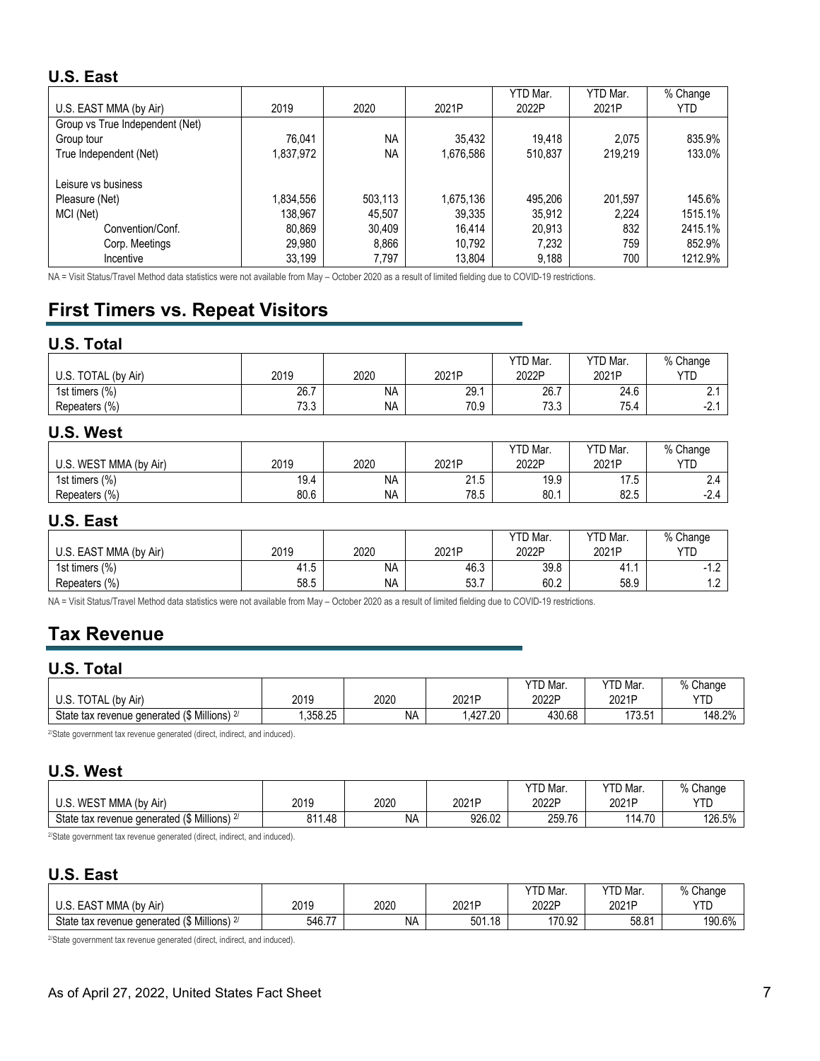### U.S. East

| U.S. EAST MMA (by Air) | 2019 | 2020 | 2021P | YTD Mar. 2022P | YTD Mar. 2021P | % Change YTD |
|---|---|---|---|---|---|---|
| Group vs True Independent (Net) | | | | | | |
| Group tour | 76,041 | NA | 35,432 | 19,418 | 2,075 | 835.9% |
| True Independent (Net) | 1,837,972 | NA | 1,676,586 | 510,837 | 219,219 | 133.0% |
| | | | | | | |
| Leisure vs business | | | | | | |
| Pleasure (Net) | 1,834,556 | 503,113 | 1,675,136 | 495,206 | 201,597 | 145.6% |
| MCI (Net) | 138,967 | 45,507 | 39,335 | 35,912 | 2,224 | 1515.1% |
| Convention/Conf. | 80,869 | 30,409 | 16,414 | 20,913 | 832 | 2415.1% |
| Corp. Meetings | 29,980 | 8,866 | 10,792 | 7,232 | 759 | 852.9% |
| Incentive | 33,199 | 7,797 | 13,804 | 9,188 | 700 | 1212.9% |

NA = Visit Status/Travel Method data statistics were not available from May – October 2020 as a result of limited fielding due to COVID-19 restrictions.

## First Timers vs. Repeat Visitors

### U.S. Total

| U.S. TOTAL (by Air) | 2019 | 2020 | 2021P | YTD Mar. 2022P | YTD Mar. 2021P | % Change YTD |
|---|---|---|---|---|---|---|
| 1st timers (%) | 26.7 | NA | 29.1 | 26.7 | 24.6 | 2.1 |
| Repeaters (%) | 73.3 | NA | 70.9 | 73.3 | 75.4 | -2.1 |

### U.S. West

| U.S. WEST MMA (by Air) | 2019 | 2020 | 2021P | YTD Mar. 2022P | YTD Mar. 2021P | % Change YTD |
|---|---|---|---|---|---|---|
| 1st timers (%) | 19.4 | NA | 21.5 | 19.9 | 17.5 | 2.4 |
| Repeaters (%) | 80.6 | NA | 78.5 | 80.1 | 82.5 | -2.4 |

### U.S. East

| U.S. EAST MMA (by Air) | 2019 | 2020 | 2021P | YTD Mar. 2022P | YTD Mar. 2021P | % Change YTD |
|---|---|---|---|---|---|---|
| 1st timers (%) | 41.5 | NA | 46.3 | 39.8 | 41.1 | -1.2 |
| Repeaters (%) | 58.5 | NA | 53.7 | 60.2 | 58.9 | 1.2 |

NA = Visit Status/Travel Method data statistics were not available from May – October 2020 as a result of limited fielding due to COVID-19 restrictions.

## Tax Revenue

### U.S. Total

| U.S. TOTAL (by Air) | 2019 | 2020 | 2021P | YTD Mar. 2022P | YTD Mar. 2021P | % Change YTD |
|---|---|---|---|---|---|---|
| State tax revenue generated ($ Millions) [2/] | 1,358.25 | NA | 1,427.20 | 430.68 | 173.51 | 148.2% |

[2/]State government tax revenue generated (direct, indirect, and induced).

### U.S. West

| U.S. WEST MMA (by Air) | 2019 | 2020 | 2021P | YTD Mar. 2022P | YTD Mar. 2021P | % Change YTD |
|---|---|---|---|---|---|---|
| State tax revenue generated ($ Millions) [2/] | 811.48 | NA | 926.02 | 259.76 | 114.70 | 126.5% |

[2/]State government tax revenue generated (direct, indirect, and induced).

### U.S. East

| U.S. EAST MMA (by Air) | 2019 | 2020 | 2021P | YTD Mar. 2022P | YTD Mar. 2021P | % Change YTD |
|---|---|---|---|---|---|---|
| State tax revenue generated ($ Millions) [2/] | 546.77 | NA | 501.18 | 170.92 | 58.81 | 190.6% |

[2/]State government tax revenue generated (direct, indirect, and induced).